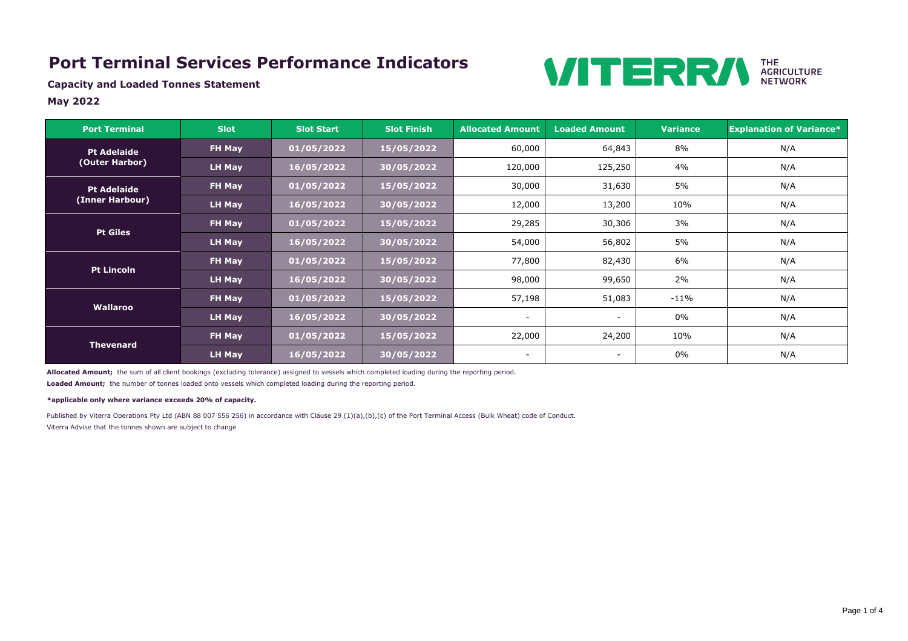# Port Terminal Services Performance Indicators

**Capacity and Loaded Tonnes Statement**

**May 2022**

| Port Terminal | Slot | Slot Start | Slot Finish | Allocated Amount | Loaded Amount | Variance | Explanation of Variance* |
|---|---|---|---|---|---|---|---|
| Pt Adelaide (Outer Harbor) | FH May | 01/05/2022 | 15/05/2022 | 60,000 | 64,843 | 8% | N/A |
| | LH May | 16/05/2022 | 30/05/2022 | 120,000 | 125,250 | 4% | N/A |
| Pt Adelaide (Inner Harbour) | FH May | 01/05/2022 | 15/05/2022 | 30,000 | 31,630 | 5% | N/A |
| | LH May | 16/05/2022 | 30/05/2022 | 12,000 | 13,200 | 10% | N/A |
| Pt Giles | FH May | 01/05/2022 | 15/05/2022 | 29,285 | 30,306 | 3% | N/A |
| | LH May | 16/05/2022 | 30/05/2022 | 54,000 | 56,802 | 5% | N/A |
| Pt Lincoln | FH May | 01/05/2022 | 15/05/2022 | 77,800 | 82,430 | 6% | N/A |
| | LH May | 16/05/2022 | 30/05/2022 | 98,000 | 99,650 | 2% | N/A |
| Wallaroo | FH May | 01/05/2022 | 15/05/2022 | 57,198 | 51,083 | -11% | N/A |
| | LH May | 16/05/2022 | 30/05/2022 | - | - | 0% | N/A |
| Thevenard | FH May | 01/05/2022 | 15/05/2022 | 22,000 | 24,200 | 10% | N/A |
| | LH May | 16/05/2022 | 30/05/2022 | - | - | 0% | N/A |

**Allocated Amount;** the sum of all client bookings (excluding tolerance) assigned to vessels which completed loading during the reporting period.

**Loaded Amount;** the number of tonnes loaded onto vessels which completed loading during the reporting period.

**\*applicable only where variance exceeds 20% of capacity.**

Published by Viterra Operations Pty Ltd (ABN 88 007 556 256) in accordance with Clause 29 (1)(a),(b),(c) of the Port Terminal Access (Bulk Wheat) code of Conduct.

Viterra Advise that the tonnes shown are subject to change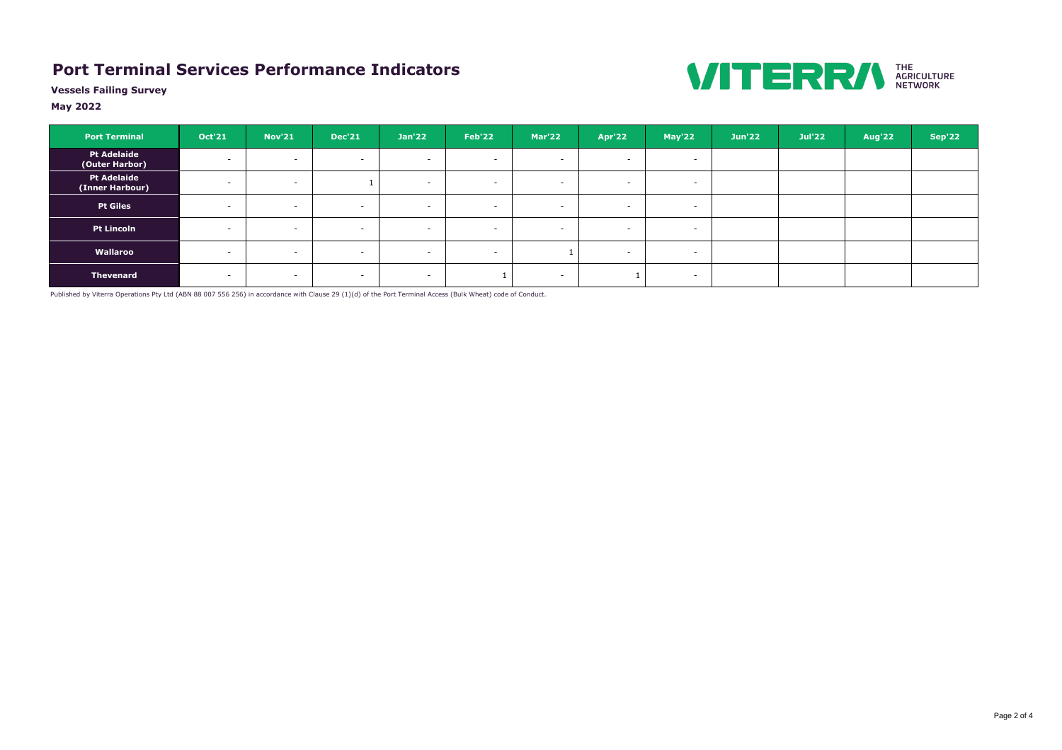# Port Terminal Services Performance Indicators

**Vessels Failing Survey**

**May 2022**

| Port Terminal | Oct'21 | Nov'21 | Dec'21 | Jan'22 | Feb'22 | Mar'22 | Apr'22 | May'22 | Jun'22 | Jul'22 | Aug'22 | Sep'22 |
|---|---|---|---|---|---|---|---|---|---|---|---|---|
| Pt Adelaide (Outer Harbor) | - | - | - | - | - | - | - | - | | | | |
| Pt Adelaide (Inner Harbour) | - | - | 1 | - | - | - | - | - | | | | |
| Pt Giles | - | - | - | - | - | - | - | - | | | | |
| Pt Lincoln | - | - | - | - | - | - | - | - | | | | |
| Wallaroo | - | - | - | - | - | 1 | - | - | | | | |
| Thevenard | - | - | - | - | 1 | - | 1 | - | | | | |

Published by Viterra Operations Pty Ltd (ABN 88 007 556 256) in accordance with Clause 29 (1)(d) of the Port Terminal Access (Bulk Wheat) code of Conduct.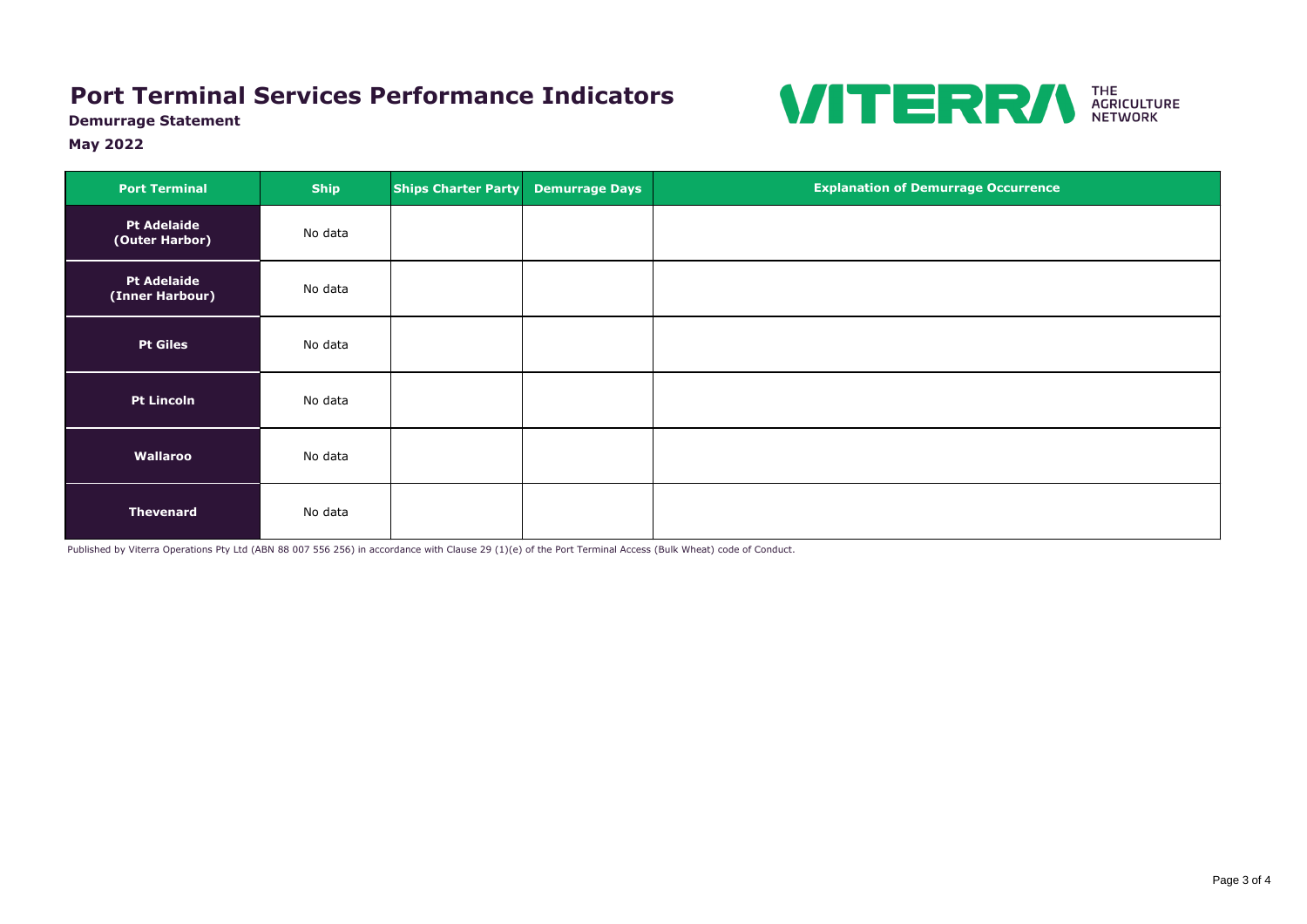# Port Terminal Services Performance Indicators

**Demurrage Statement**

**May 2022**

| Port Terminal | Ship | Ships Charter Party | Demurrage Days | Explanation of Demurrage Occurrence |
|---|---|---|---|---|
| **Pt Adelaide (Outer Harbor)** | No data | | | |
| **Pt Adelaide (Inner Harbour)** | No data | | | |
| **Pt Giles** | No data | | | |
| **Pt Lincoln** | No data | | | |
| **Wallaroo** | No data | | | |
| **Thevenard** | No data | | | |

Published by Viterra Operations Pty Ltd (ABN 88 007 556 256) in accordance with Clause 29 (1)(e) of the Port Terminal Access (Bulk Wheat) code of Conduct.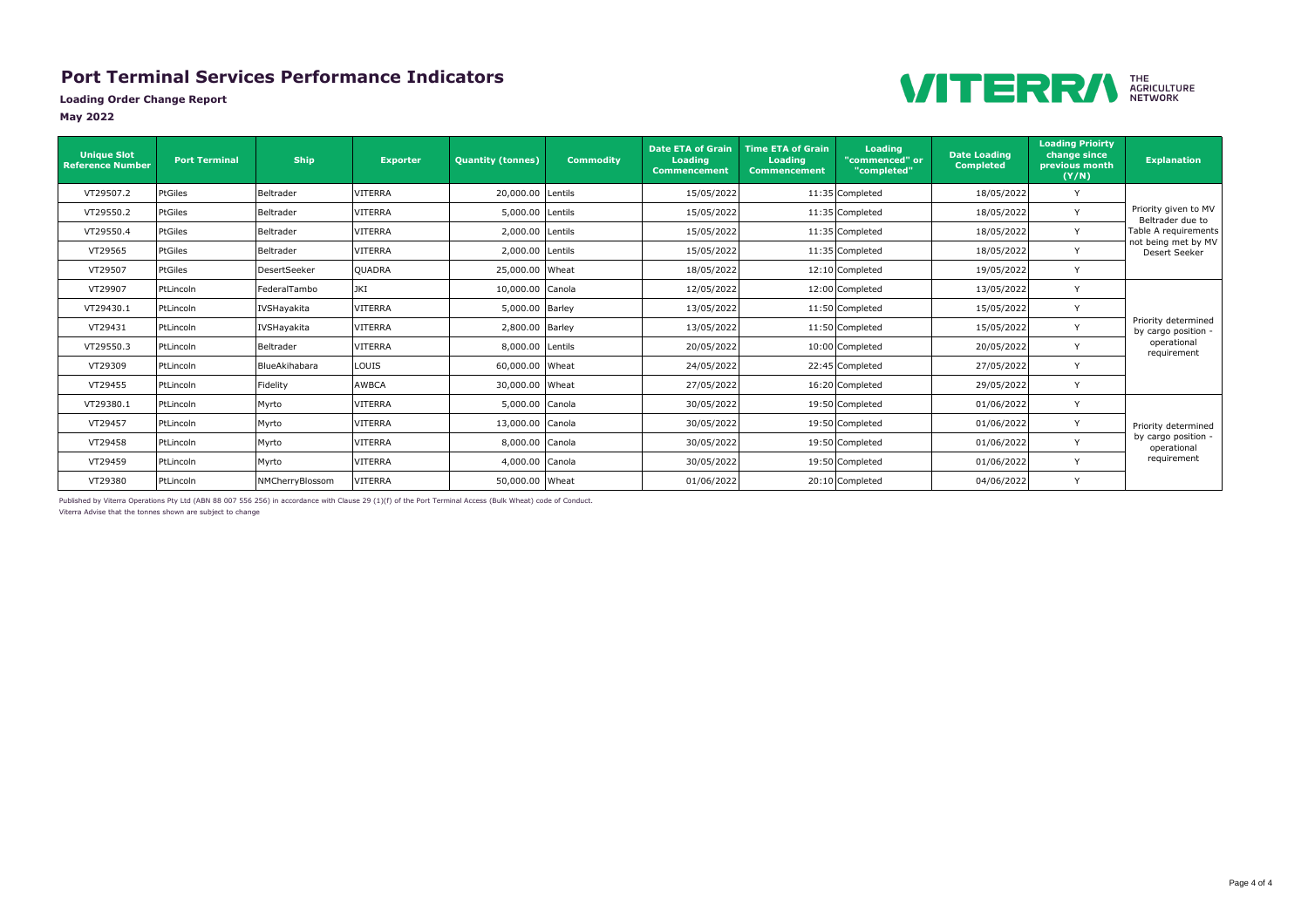# Port Terminal Services Performance Indicators

**Loading Order Change Report**

**May 2022**

| Unique Slot Reference Number | Port Terminal | Ship | Exporter | Quantity (tonnes) | Commodity | Date ETA of Grain Loading Commencement | Time ETA of Grain Loading Commencement | Loading "commenced" or "completed" | Date Loading Completed | Loading Prioirty change since previous month (Y/N) | Explanation |
|---|---|---|---|---|---|---|---|---|---|---|---|
| VT29507.2 | PtGiles | Beltrader | VITERRA | 20,000.00 | Lentils | 15/05/2022 | 11:35 | Completed | 18/05/2022 | Y | Priority given to MV Beltrader due to Table A requirements not being met by MV Desert Seeker |
| VT29550.2 | PtGiles | Beltrader | VITERRA | 5,000.00 | Lentils | 15/05/2022 | 11:35 | Completed | 18/05/2022 | Y | |
| VT29550.4 | PtGiles | Beltrader | VITERRA | 2,000.00 | Lentils | 15/05/2022 | 11:35 | Completed | 18/05/2022 | Y | |
| VT29565 | PtGiles | Beltrader | VITERRA | 2,000.00 | Lentils | 15/05/2022 | 11:35 | Completed | 18/05/2022 | Y | |
| VT29507 | PtGiles | DesertSeeker | QUADRA | 25,000.00 | Wheat | 18/05/2022 | 12:10 | Completed | 19/05/2022 | Y | |
| VT29907 | PtLincoln | FederalTambo | JKI | 10,000.00 | Canola | 12/05/2022 | 12:00 | Completed | 13/05/2022 | Y | Priority determined by cargo position - operational requirement |
| VT29430.1 | PtLincoln | IVSHayakita | VITERRA | 5,000.00 | Barley | 13/05/2022 | 11:50 | Completed | 15/05/2022 | Y | |
| VT29431 | PtLincoln | IVSHayakita | VITERRA | 2,800.00 | Barley | 13/05/2022 | 11:50 | Completed | 15/05/2022 | Y | |
| VT29550.3 | PtLincoln | Beltrader | VITERRA | 8,000.00 | Lentils | 20/05/2022 | 10:00 | Completed | 20/05/2022 | Y | |
| VT29309 | PtLincoln | BlueAkihabara | LOUIS | 60,000.00 | Wheat | 24/05/2022 | 22:45 | Completed | 27/05/2022 | Y | |
| VT29455 | PtLincoln | Fidelity | AWBCA | 30,000.00 | Wheat | 27/05/2022 | 16:20 | Completed | 29/05/2022 | Y | |
| VT29380.1 | PtLincoln | Myrto | VITERRA | 5,000.00 | Canola | 30/05/2022 | 19:50 | Completed | 01/06/2022 | Y | Priority determined by cargo position - operational requirement |
| VT29457 | PtLincoln | Myrto | VITERRA | 13,000.00 | Canola | 30/05/2022 | 19:50 | Completed | 01/06/2022 | Y | |
| VT29458 | PtLincoln | Myrto | VITERRA | 8,000.00 | Canola | 30/05/2022 | 19:50 | Completed | 01/06/2022 | Y | |
| VT29459 | PtLincoln | Myrto | VITERRA | 4,000.00 | Canola | 30/05/2022 | 19:50 | Completed | 01/06/2022 | Y | |
| VT29380 | PtLincoln | NMCherryBlossom | VITERRA | 50,000.00 | Wheat | 01/06/2022 | 20:10 | Completed | 04/06/2022 | Y | |

Published by Viterra Operations Pty Ltd (ABN 88 007 556 256) in accordance with Clause 29 (1)(f) of the Port Terminal Access (Bulk Wheat) code of Conduct.

Viterra Advise that the tonnes shown are subject to change